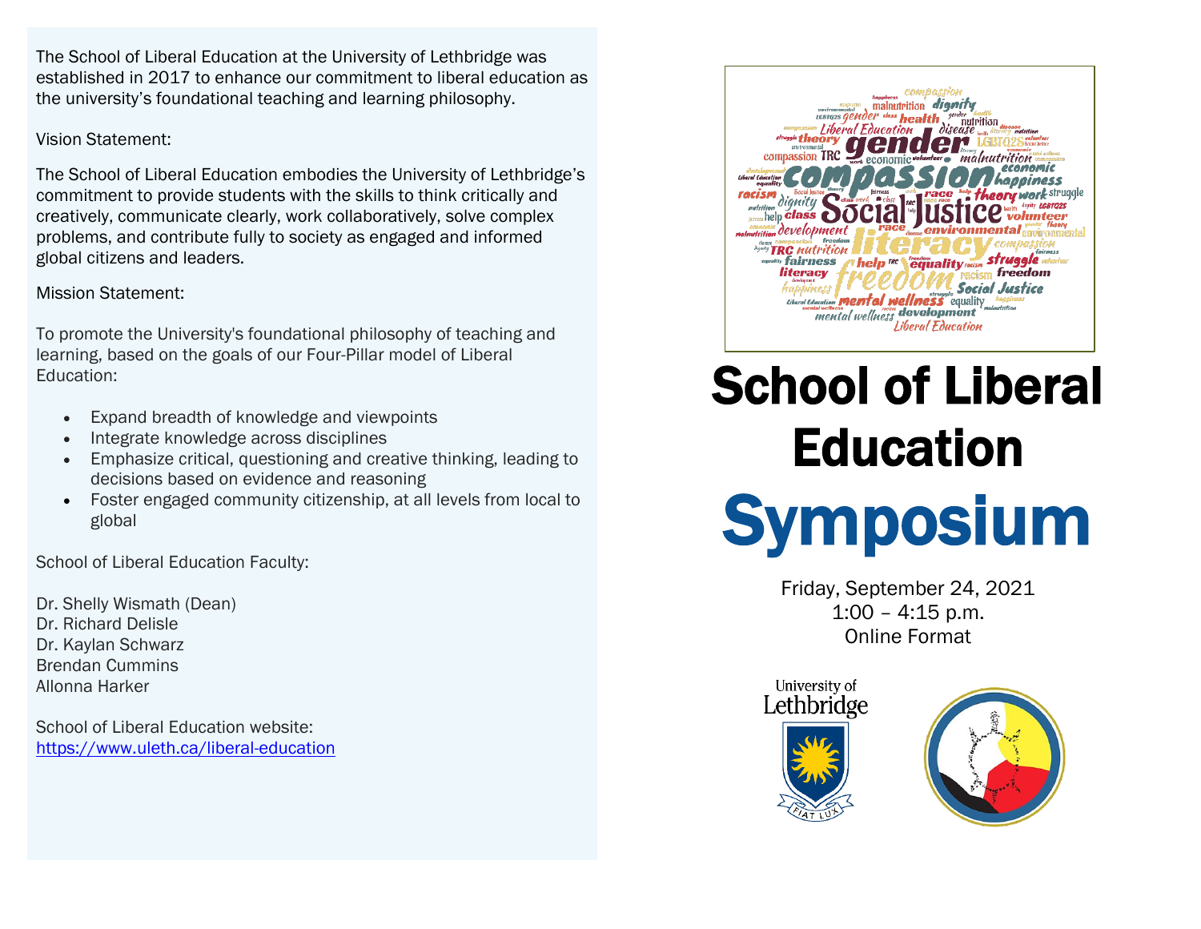The School of Liberal Education at the University of Lethbridge was established in 2017 to enhance our commitment to liberal education as the university's foundational teaching and learning philosophy.

Vision Statement:

The School of Liberal Education embodies the University of Lethbridge's commitment to provide students with the skills to think critically and creatively, communicate clearly, work collaboratively, solve complex problems, and contribute fully to society as engaged and informed global citizens and leaders.

Mission Statement:

To promote the University's foundational philosophy of teaching and learning, based on the goals of our Four-Pillar model of Liberal Education:

- Expand breadth of knowledge and viewpoints
- Integrate knowledge across disciplines
- Emphasize critical, questioning and creative thinking, leading to decisions based on evidence and reasoning
- Foster engaged community citizenship, at all levels from local to global

School of Liberal Education Faculty:

Dr. Shelly Wismath (Dean)
Dr. Richard Delisle
Dr. Kaylan Schwarz
Brendan Cummins
Allonna Harker

School of Liberal Education website:
https://www.uleth.ca/liberal-education

# School of Liberal Education

# Symposium

Friday, September 24, 2021
1:00 – 4:15 p.m.
Online Format

University of Lethbridge

FIAT LUX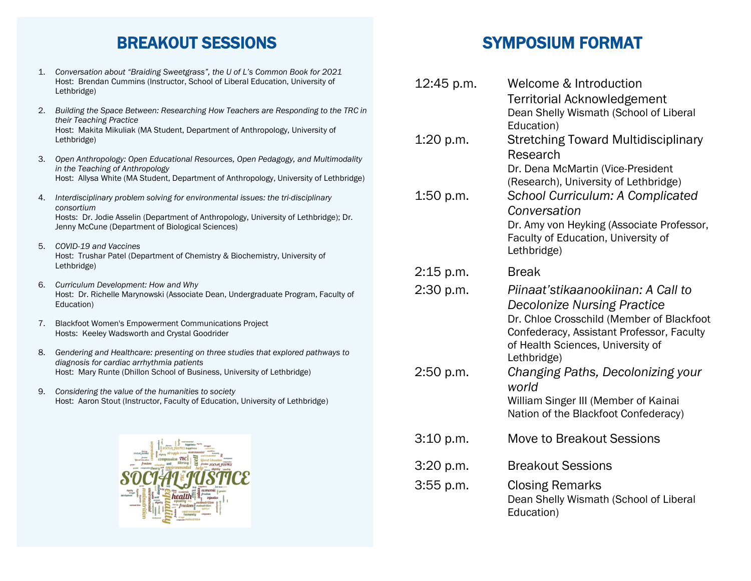## BREAKOUT SESSIONS

1. *Conversation about "Braiding Sweetgrass", the U of L's Common Book for 2021*
   Host: Brendan Cummins (Instructor, School of Liberal Education, University of Lethbridge)

2. *Building the Space Between: Researching How Teachers are Responding to the TRC in their Teaching Practice*
   Host: Makita Mikuliak (MA Student, Department of Anthropology, University of Lethbridge)

3. *Open Anthropology: Open Educational Resources, Open Pedagogy, and Multimodality in the Teaching of Anthropology*
   Host: Allysa White (MA Student, Department of Anthropology, University of Lethbridge)

4. *Interdisciplinary problem solving for environmental issues: the tri-disciplinary consortium*
   Hosts: Dr. Jodie Asselin (Department of Anthropology, University of Lethbridge); Dr. Jenny McCune (Department of Biological Sciences)

5. *COVID-19 and Vaccines*
   Host: Trushar Patel (Department of Chemistry & Biochemistry, University of Lethbridge)

6. *Curriculum Development: How and Why*
   Host: Dr. Richelle Marynowski (Associate Dean, Undergraduate Program, Faculty of Education)

7. Blackfoot Women's Empowerment Communications Project
   Hosts: Keeley Wadsworth and Crystal Goodrider

8. *Gendering and Healthcare: presenting on three studies that explored pathways to diagnosis for cardiac arrhythmia patients*
   Host: Mary Runte (Dhillon School of Business, University of Lethbridge)

9. *Considering the value of the humanities to society*
   Host: Aaron Stout (Instructor, Faculty of Education, University of Lethbridge)

## SYMPOSIUM FORMAT

| | |
|---|---|
| 12:45 p.m. | Welcome & Introduction<br>Territorial Acknowledgement<br>Dean Shelly Wismath (School of Liberal Education) |
| 1:20 p.m. | Stretching Toward Multidisciplinary Research<br>Dr. Dena McMartin (Vice-President (Research), University of Lethbridge) |
| 1:50 p.m. | *School Curriculum: A Complicated Conversation*<br>Dr. Amy von Heyking (Associate Professor, Faculty of Education, University of Lethbridge) |
| 2:15 p.m. | Break |
| 2:30 p.m. | *Piinaat'stikaanookiinan: A Call to Decolonize Nursing Practice*<br>Dr. Chloe Crosschild (Member of Blackfoot Confederacy, Assistant Professor, Faculty of Health Sciences, University of Lethbridge) |
| 2:50 p.m. | *Changing Paths, Decolonizing your world*<br>William Singer III (Member of Kainai Nation of the Blackfoot Confederacy) |
| 3:10 p.m. | Move to Breakout Sessions |
| 3:20 p.m. | Breakout Sessions |
| 3:55 p.m. | Closing Remarks<br>Dean Shelly Wismath (School of Liberal Education) |